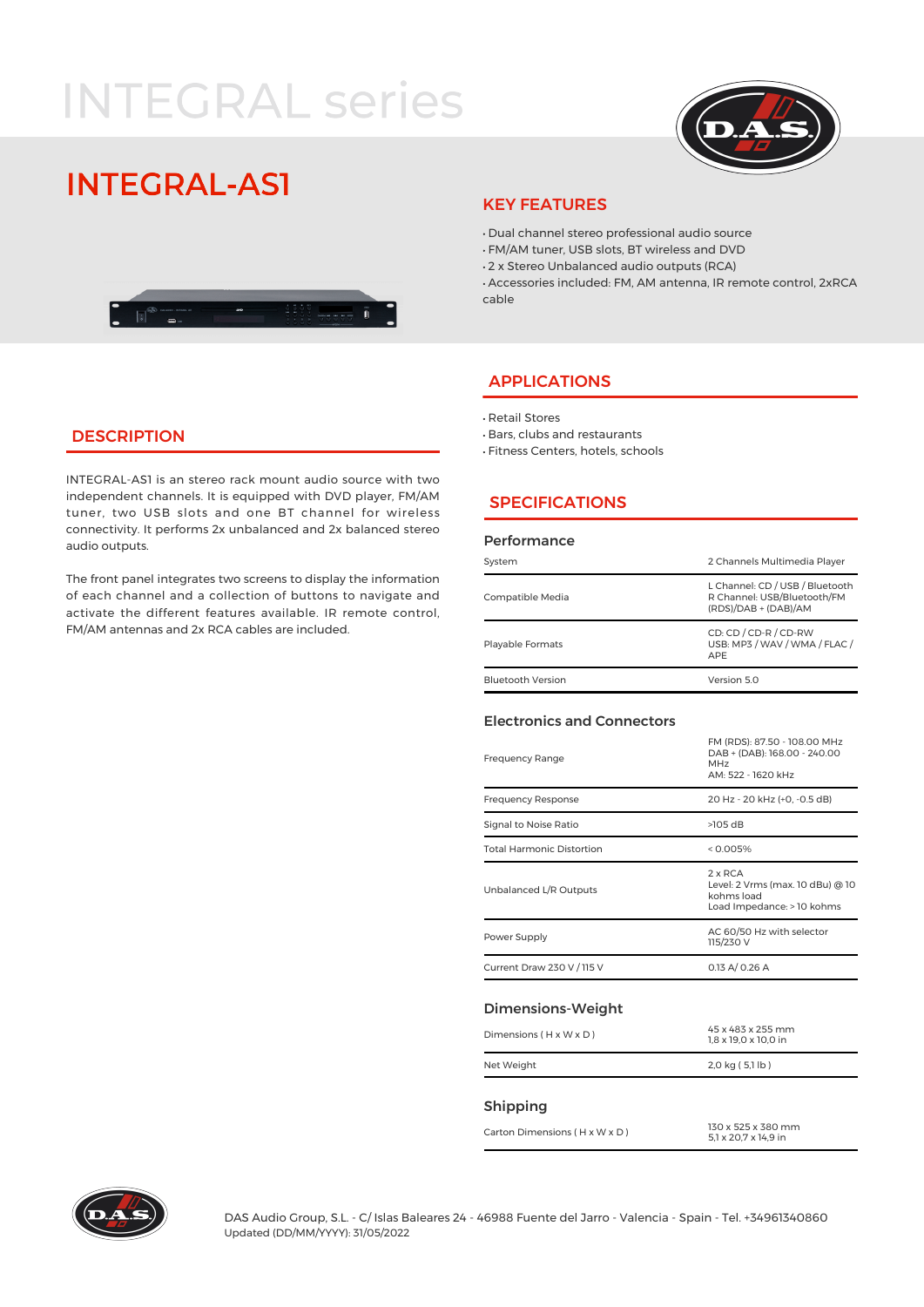# INTEGRAL series

## INTEGRAL-AS1

### KEY FEATURES

- Dual channel stereo professional audio source
- FM/AM tuner, USB slots, BT wireless and DVD
- 2 x Stereo Unbalanced audio outputs (RCA)
- Accessories included: FM, AM antenna, IR remote control, 2xRCA cable

### DESCRIPTION

INTEGRAL-AS1 is an stereo rack mount audio source with two independent channels. It is equipped with DVD player, FM/AM tuner, two USB slots and one BT channel for wireless connectivity. It performs 2x unbalanced and 2x balanced stereo audio outputs.

The front panel integrates two screens to display the information of each channel and a collection of buttons to navigate and activate the different features available. IR remote control, FM/AM antennas and 2x RCA cables are included.

### APPLICATIONS

- Retail Stores
- Bars, clubs and restaurants
- Fitness Centers, hotels, schools

### SPECIFICATIONS

#### Performance

| | |
|---|---|
| System | 2 Channels Multimedia Player |
| Compatible Media | L Channel: CD / USB / Bluetooth<br>R Channel: USB/Bluetooth/FM (RDS)/DAB + (DAB)/AM |
| Playable Formats | CD: CD / CD-R / CD-RW<br>USB: MP3 / WAV / WMA / FLAC / APE |
| Bluetooth Version | Version 5.0 |

#### Electronics and Connectors

| | |
|---|---|
| Frequency Range | FM (RDS): 87.50 - 108.00 MHz<br>DAB + (DAB): 168.00 - 240.00 MHz<br>AM: 522 - 1620 kHz |
| Frequency Response | 20 Hz - 20 kHz (+0, -0.5 dB) |
| Signal to Noise Ratio | >105 dB |
| Total Harmonic Distortion | < 0.005% |
| Unbalanced L/R Outputs | 2 x RCA<br>Level: 2 Vrms (max. 10 dBu) @ 10 kohms load<br>Load Impedance: > 10 kohms |
| Power Supply | AC 60/50 Hz with selector 115/230 V |
| Current Draw 230 V / 115 V | 0.13 A/ 0.26 A |

#### Dimensions-Weight

| | |
|---|---|
| Dimensions ( H x W x D ) | 45 x 483 x 255 mm<br>1,8 x 19,0 x 10,0 in |
| Net Weight | 2,0 kg ( 5,1 lb ) |

#### Shipping

| | |
|---|---|
| Carton Dimensions ( H x W x D ) | 130 x 525 x 380 mm<br>5,1 x 20,7 x 14,9 in |

DAS Audio Group, S.L. - C/ Islas Baleares 24 - 46988 Fuente del Jarro - Valencia - Spain - Tel. +34961340860
Updated (DD/MM/YYYY): 31/05/2022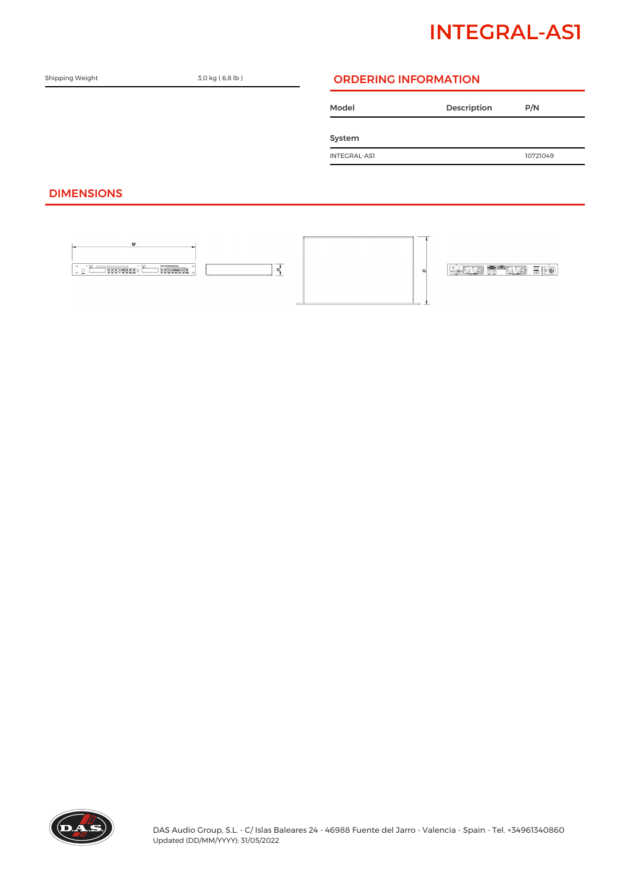| | |
|---|---|
| Shipping Weight | 3,0 kg ( 6,8 lb ) |

## ORDERING INFORMATION

| Model | Description | P/N |
|---|---|---|
| **System** | | |
| INTEGRAL-AS1 | | 10721049 |

## DIMENSIONS

W

H

D

DAS Audio Group, S.L. - C/ Islas Baleares 24 - 46988 Fuente del Jarro - Valencia - Spain - Tel. +34961340860
Updated (DD/MM/YYYY): 31/05/2022